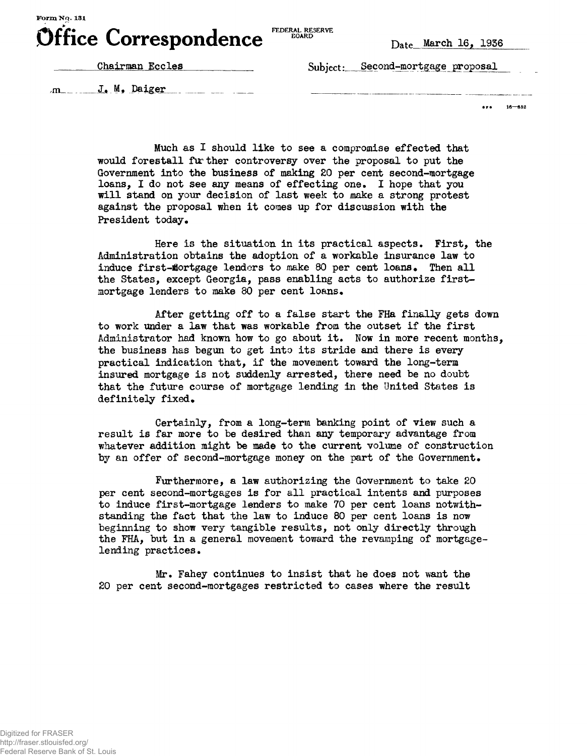**Form No. 131**

# Office Correspondence

FEDERAL RESERVE BOARD

Date March 16, 1936

To Chairman Eccles

Subject: Second-mortgage proposal

From J. M. Daiger

Much as I should like to see a compromise effected that would forestall further controversy over the proposal to put the Government into the business of making 20 per cent second-mortgage loans, I do not see any means of effecting one. I hope that you will stand on your decision of last week to make a strong protest against the proposal when it comes up for discussion with the President today.

Here is the situation in its practical aspects. First, the Administration obtains the adoption of a workable insurance law to induce first-mortgage lenders to make 80 per cent loans. Then all the States, except Georgia, pass enabling acts to authorize first-mortgage lenders to make 80 per cent loans.

After getting off to a false start the FHA finally gets down to work under a law that was workable from the outset if the first Administrator had known how to go about it. Now in more recent months, the business has begun to get into its stride and there is every practical indication that, if the movement toward the long-term insured mortgage is not suddenly arrested, there need be no doubt that the future course of mortgage lending in the United States is definitely fixed.

Certainly, from a long-term banking point of view such a result is far more to be desired than any temporary advantage from whatever addition might be made to the current volume of construction by an offer of second-mortgage money on the part of the Government.

Furthermore, a law authorizing the Government to take 20 per cent second-mortgages is for all practical intents and purposes to induce first-mortgage lenders to make 70 per cent loans notwithstanding the fact that the law to induce 80 per cent loans is now beginning to show very tangible results, not only directly through the FHA, but in a general movement toward the revamping of mortgage-lending practices.

Mr. Fahey continues to insist that he does not want the 20 per cent second-mortgages restricted to cases where the result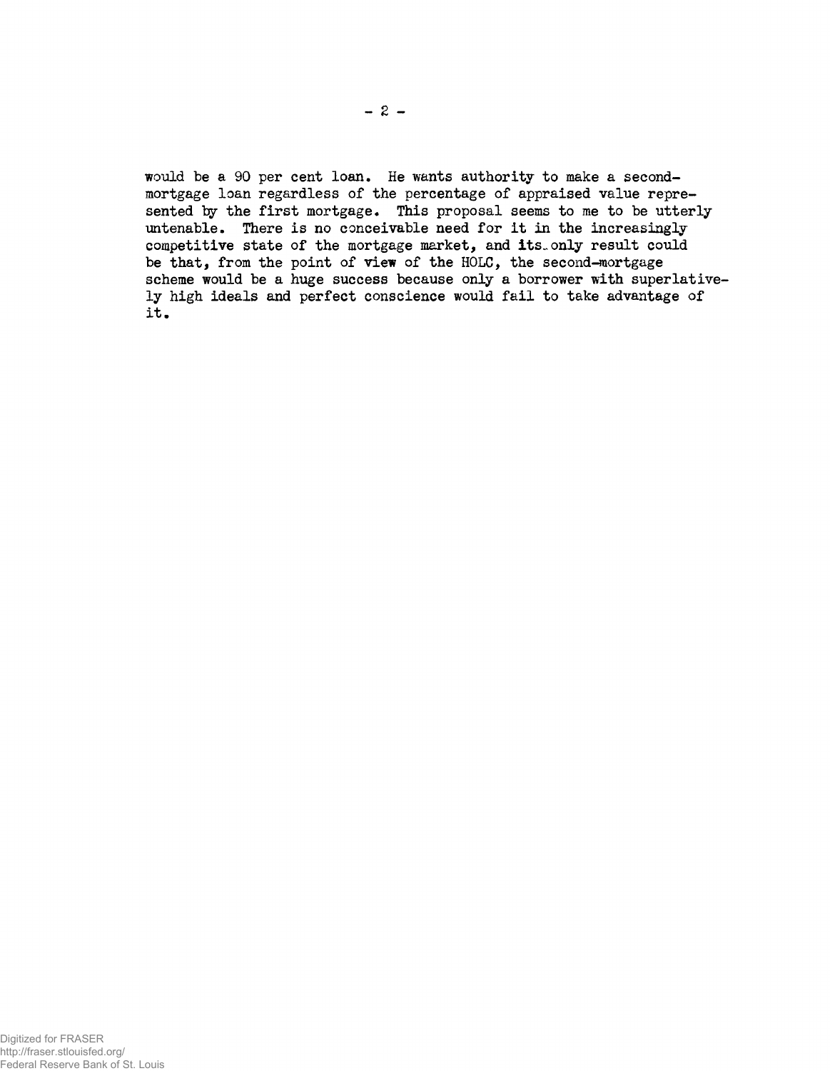would be a 90 per cent loan. He wants authority to make a second-mortgage loan regardless of the percentage of appraised value represented by the first mortgage. This proposal seems to me to be utterly untenable. There is no conceivable need for it in the increasingly competitive state of the mortgage market, and its only result could be that, from the point of view of the HOLC, the second-mortgage scheme would be a huge success because only a borrower with superlatively high ideals and perfect conscience would fail to take advantage of it.